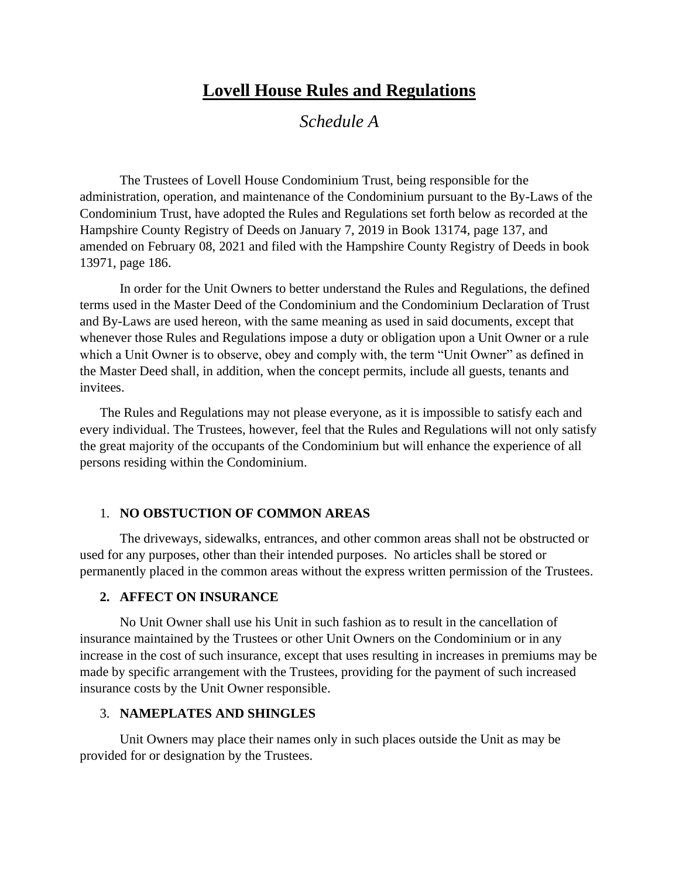# Lovell House Rules and Regulations

## *Schedule A*

The Trustees of Lovell House Condominium Trust, being responsible for the administration, operation, and maintenance of the Condominium pursuant to the By-Laws of the Condominium Trust, have adopted the Rules and Regulations set forth below as recorded at the Hampshire County Registry of Deeds on January 7, 2019 in Book 13174, page 137, and amended on February 08, 2021 and filed with the Hampshire County Registry of Deeds in book 13971, page 186.

In order for the Unit Owners to better understand the Rules and Regulations, the defined terms used in the Master Deed of the Condominium and the Condominium Declaration of Trust and By-Laws are used hereon, with the same meaning as used in said documents, except that whenever those Rules and Regulations impose a duty or obligation upon a Unit Owner or a rule which a Unit Owner is to observe, obey and comply with, the term "Unit Owner" as defined in the Master Deed shall, in addition, when the concept permits, include all guests, tenants and invitees.

The Rules and Regulations may not please everyone, as it is impossible to satisfy each and every individual. The Trustees, however, feel that the Rules and Regulations will not only satisfy the great majority of the occupants of the Condominium but will enhance the experience of all persons residing within the Condominium.

1. **NO OBSTUCTION OF COMMON AREAS**

   The driveways, sidewalks, entrances, and other common areas shall not be obstructed or used for any purposes, other than their intended purposes. No articles shall be stored or permanently placed in the common areas without the express written permission of the Trustees.

2. **AFFECT ON INSURANCE**

   No Unit Owner shall use his Unit in such fashion as to result in the cancellation of insurance maintained by the Trustees or other Unit Owners on the Condominium or in any increase in the cost of such insurance, except that uses resulting in increases in premiums may be made by specific arrangement with the Trustees, providing for the payment of such increased insurance costs by the Unit Owner responsible.

3. **NAMEPLATES AND SHINGLES**

   Unit Owners may place their names only in such places outside the Unit as may be provided for or designation by the Trustees.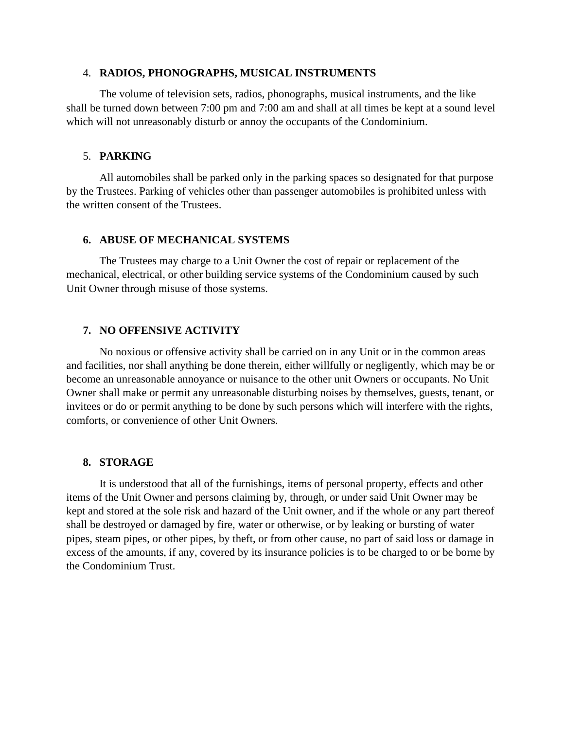### 4. RADIOS, PHONOGRAPHS, MUSICAL INSTRUMENTS

The volume of television sets, radios, phonographs, musical instruments, and the like shall be turned down between 7:00 pm and 7:00 am and shall at all times be kept at a sound level which will not unreasonably disturb or annoy the occupants of the Condominium.

### 5. PARKING

All automobiles shall be parked only in the parking spaces so designated for that purpose by the Trustees. Parking of vehicles other than passenger automobiles is prohibited unless with the written consent of the Trustees.

### 6. ABUSE OF MECHANICAL SYSTEMS

The Trustees may charge to a Unit Owner the cost of repair or replacement of the mechanical, electrical, or other building service systems of the Condominium caused by such Unit Owner through misuse of those systems.

### 7. NO OFFENSIVE ACTIVITY

No noxious or offensive activity shall be carried on in any Unit or in the common areas and facilities, nor shall anything be done therein, either willfully or negligently, which may be or become an unreasonable annoyance or nuisance to the other unit Owners or occupants. No Unit Owner shall make or permit any unreasonable disturbing noises by themselves, guests, tenant, or invitees or do or permit anything to be done by such persons which will interfere with the rights, comforts, or convenience of other Unit Owners.

### 8. STORAGE

It is understood that all of the furnishings, items of personal property, effects and other items of the Unit Owner and persons claiming by, through, or under said Unit Owner may be kept and stored at the sole risk and hazard of the Unit owner, and if the whole or any part thereof shall be destroyed or damaged by fire, water or otherwise, or by leaking or bursting of water pipes, steam pipes, or other pipes, by theft, or from other cause, no part of said loss or damage in excess of the amounts, if any, covered by its insurance policies is to be charged to or be borne by the Condominium Trust.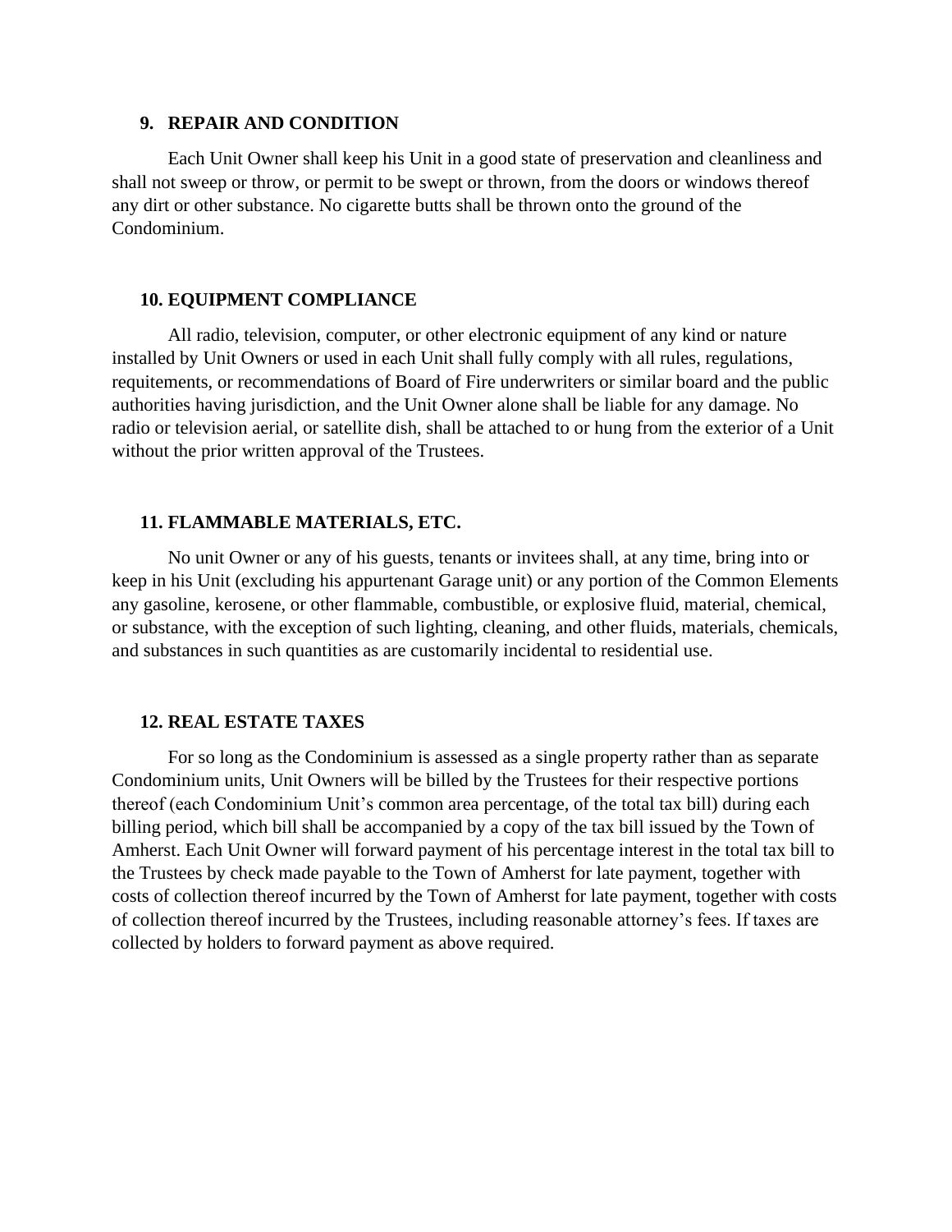## 9. REPAIR AND CONDITION

Each Unit Owner shall keep his Unit in a good state of preservation and cleanliness and shall not sweep or throw, or permit to be swept or thrown, from the doors or windows thereof any dirt or other substance. No cigarette butts shall be thrown onto the ground of the Condominium.

## 10. EQUIPMENT COMPLIANCE

All radio, television, computer, or other electronic equipment of any kind or nature installed by Unit Owners or used in each Unit shall fully comply with all rules, regulations, requitements, or recommendations of Board of Fire underwriters or similar board and the public authorities having jurisdiction, and the Unit Owner alone shall be liable for any damage. No radio or television aerial, or satellite dish, shall be attached to or hung from the exterior of a Unit without the prior written approval of the Trustees.

## 11. FLAMMABLE MATERIALS, ETC.

No unit Owner or any of his guests, tenants or invitees shall, at any time, bring into or keep in his Unit (excluding his appurtenant Garage unit) or any portion of the Common Elements any gasoline, kerosene, or other flammable, combustible, or explosive fluid, material, chemical, or substance, with the exception of such lighting, cleaning, and other fluids, materials, chemicals, and substances in such quantities as are customarily incidental to residential use.

## 12. REAL ESTATE TAXES

For so long as the Condominium is assessed as a single property rather than as separate Condominium units, Unit Owners will be billed by the Trustees for their respective portions thereof (each Condominium Unit's common area percentage, of the total tax bill) during each billing period, which bill shall be accompanied by a copy of the tax bill issued by the Town of Amherst. Each Unit Owner will forward payment of his percentage interest in the total tax bill to the Trustees by check made payable to the Town of Amherst for late payment, together with costs of collection thereof incurred by the Town of Amherst for late payment, together with costs of collection thereof incurred by the Trustees, including reasonable attorney's fees. If taxes are collected by holders to forward payment as above required.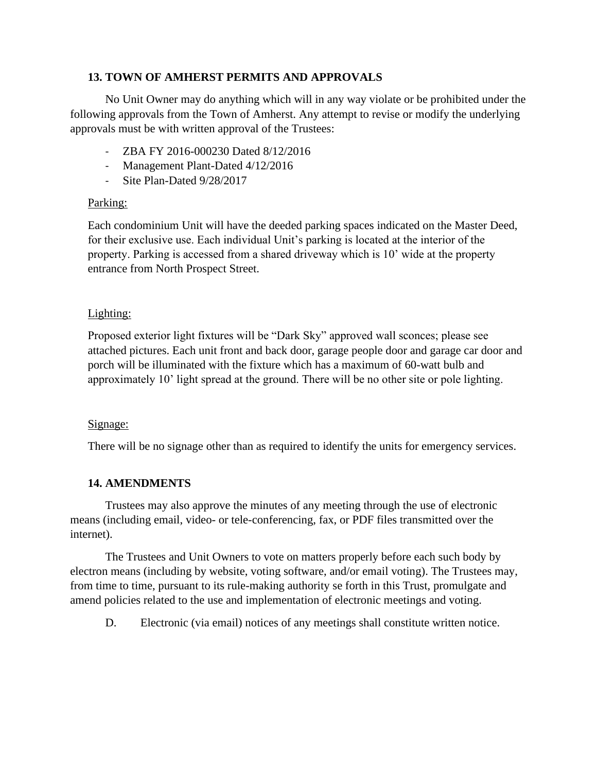### 13. TOWN OF AMHERST PERMITS AND APPROVALS

No Unit Owner may do anything which will in any way violate or be prohibited under the following approvals from the Town of Amherst. Any attempt to revise or modify the underlying approvals must be with written approval of the Trustees:

- ZBA FY 2016-000230 Dated 8/12/2016
- Management Plant-Dated 4/12/2016
- Site Plan-Dated 9/28/2017

Parking:

Each condominium Unit will have the deeded parking spaces indicated on the Master Deed, for their exclusive use. Each individual Unit's parking is located at the interior of the property. Parking is accessed from a shared driveway which is 10' wide at the property entrance from North Prospect Street.

Lighting:

Proposed exterior light fixtures will be "Dark Sky" approved wall sconces; please see attached pictures. Each unit front and back door, garage people door and garage car door and porch will be illuminated with the fixture which has a maximum of 60-watt bulb and approximately 10' light spread at the ground. There will be no other site or pole lighting.

Signage:

There will be no signage other than as required to identify the units for emergency services.

### 14. AMENDMENTS

Trustees may also approve the minutes of any meeting through the use of electronic means (including email, video- or tele-conferencing, fax, or PDF files transmitted over the internet).

The Trustees and Unit Owners to vote on matters properly before each such body by electron means (including by website, voting software, and/or email voting). The Trustees may, from time to time, pursuant to its rule-making authority se forth in this Trust, promulgate and amend policies related to the use and implementation of electronic meetings and voting.

D. Electronic (via email) notices of any meetings shall constitute written notice.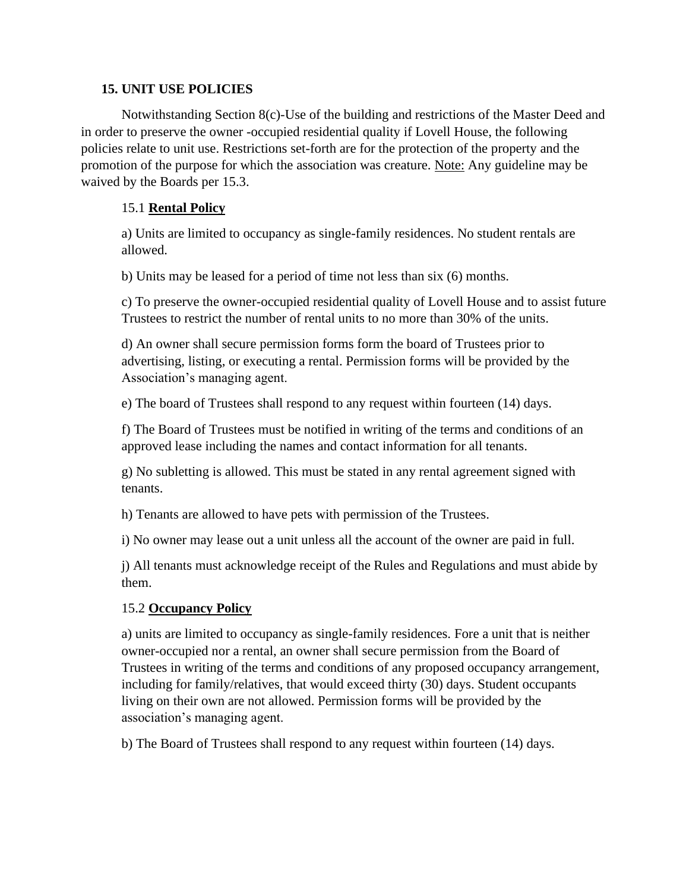## 15. UNIT USE POLICIES

Notwithstanding Section 8(c)-Use of the building and restrictions of the Master Deed and in order to preserve the owner -occupied residential quality if Lovell House, the following policies relate to unit use. Restrictions set-forth are for the protection of the property and the promotion of the purpose for which the association was creature. Note: Any guideline may be waived by the Boards per 15.3.

### 15.1 **Rental Policy**

a) Units are limited to occupancy as single-family residences. No student rentals are allowed.

b) Units may be leased for a period of time not less than six (6) months.

c) To preserve the owner-occupied residential quality of Lovell House and to assist future Trustees to restrict the number of rental units to no more than 30% of the units.

d) An owner shall secure permission forms form the board of Trustees prior to advertising, listing, or executing a rental. Permission forms will be provided by the Association's managing agent.

e) The board of Trustees shall respond to any request within fourteen (14) days.

f) The Board of Trustees must be notified in writing of the terms and conditions of an approved lease including the names and contact information for all tenants.

g) No subletting is allowed. This must be stated in any rental agreement signed with tenants.

h) Tenants are allowed to have pets with permission of the Trustees.

i) No owner may lease out a unit unless all the account of the owner are paid in full.

j) All tenants must acknowledge receipt of the Rules and Regulations and must abide by them.

### 15.2 **Occupancy Policy**

a) units are limited to occupancy as single-family residences. Fore a unit that is neither owner-occupied nor a rental, an owner shall secure permission from the Board of Trustees in writing of the terms and conditions of any proposed occupancy arrangement, including for family/relatives, that would exceed thirty (30) days. Student occupants living on their own are not allowed. Permission forms will be provided by the association's managing agent.

b) The Board of Trustees shall respond to any request within fourteen (14) days.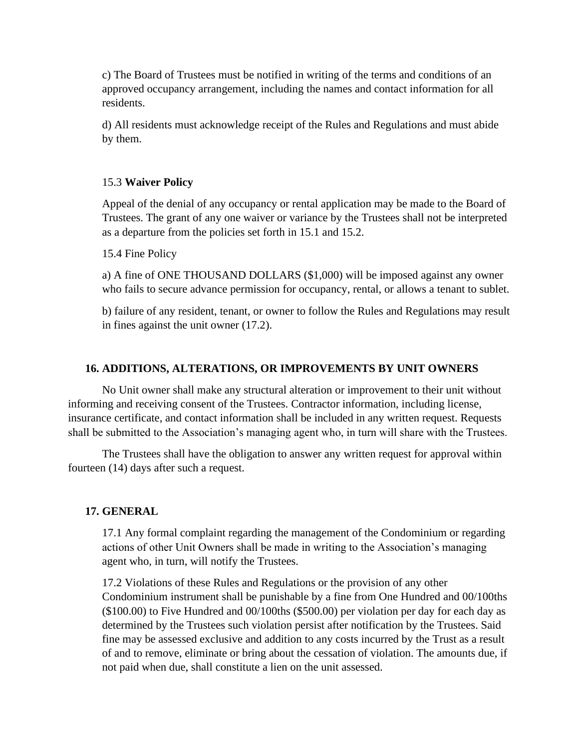c) The Board of Trustees must be notified in writing of the terms and conditions of an approved occupancy arrangement, including the names and contact information for all residents.

d) All residents must acknowledge receipt of the Rules and Regulations and must abide by them.

15.3 **Waiver Policy**

Appeal of the denial of any occupancy or rental application may be made to the Board of Trustees. The grant of any one waiver or variance by the Trustees shall not be interpreted as a departure from the policies set forth in 15.1 and 15.2.

15.4 Fine Policy

a) A fine of ONE THOUSAND DOLLARS ($1,000) will be imposed against any owner who fails to secure advance permission for occupancy, rental, or allows a tenant to sublet.

b) failure of any resident, tenant, or owner to follow the Rules and Regulations may result in fines against the unit owner (17.2).

## 16. ADDITIONS, ALTERATIONS, OR IMPROVEMENTS BY UNIT OWNERS

No Unit owner shall make any structural alteration or improvement to their unit without informing and receiving consent of the Trustees. Contractor information, including license, insurance certificate, and contact information shall be included in any written request. Requests shall be submitted to the Association's managing agent who, in turn will share with the Trustees.

The Trustees shall have the obligation to answer any written request for approval within fourteen (14) days after such a request.

## 17. GENERAL

17.1 Any formal complaint regarding the management of the Condominium or regarding actions of other Unit Owners shall be made in writing to the Association's managing agent who, in turn, will notify the Trustees.

17.2 Violations of these Rules and Regulations or the provision of any other Condominium instrument shall be punishable by a fine from One Hundred and 00/100ths ($100.00) to Five Hundred and 00/100ths ($500.00) per violation per day for each day as determined by the Trustees such violation persist after notification by the Trustees. Said fine may be assessed exclusive and addition to any costs incurred by the Trust as a result of and to remove, eliminate or bring about the cessation of violation. The amounts due, if not paid when due, shall constitute a lien on the unit assessed.